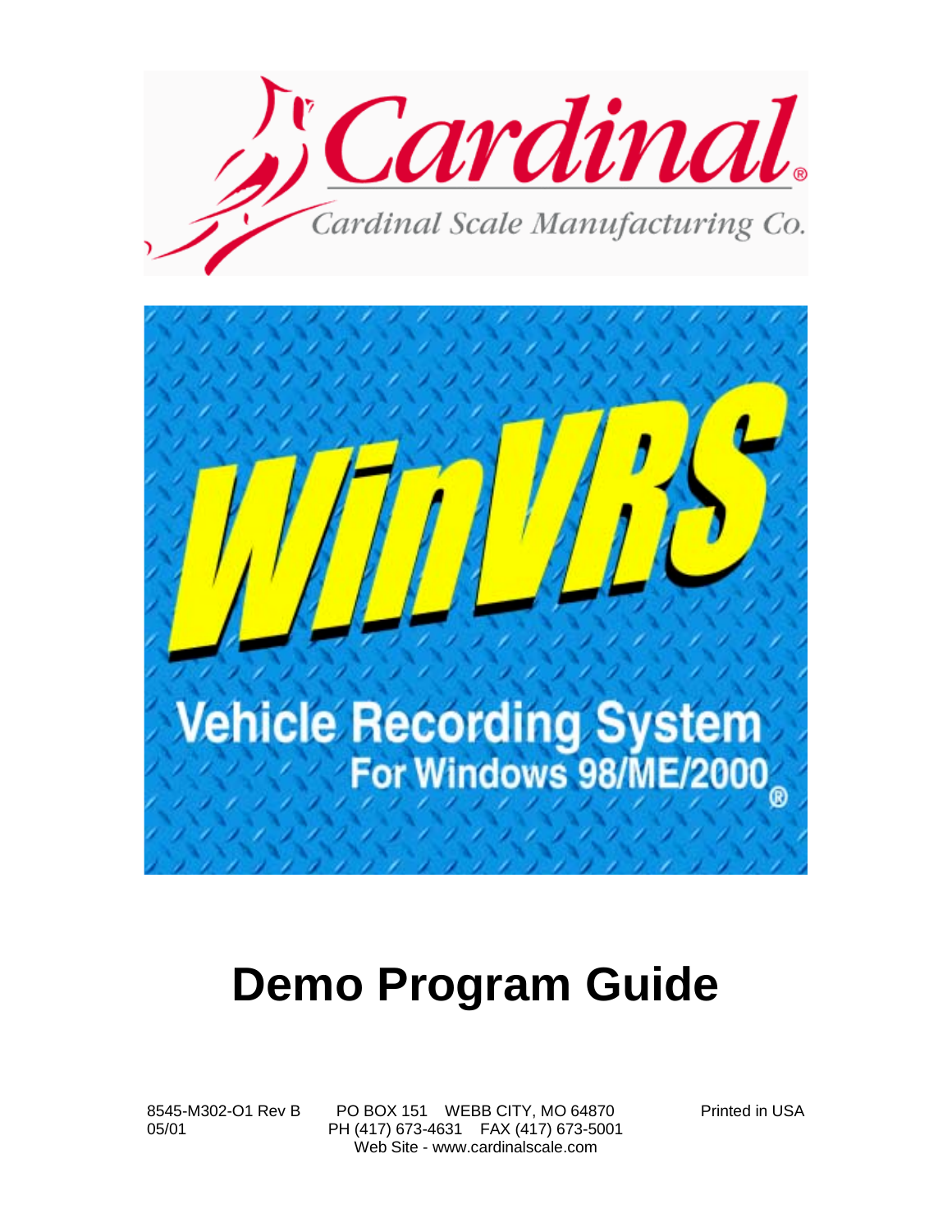# Cardinal®

Cardinal Scale Manufacturing Co.

# WinVRS

## Vehicle Recording System

### For Windows 98/ME/2000®

# Demo Program Guide

8545-M302-O1 Rev B
05/01

PO BOX 151 WEBB CITY, MO 64870
PH (417) 673-4631 FAX (417) 673-5001
Web Site - www.cardinalscale.com

Printed in USA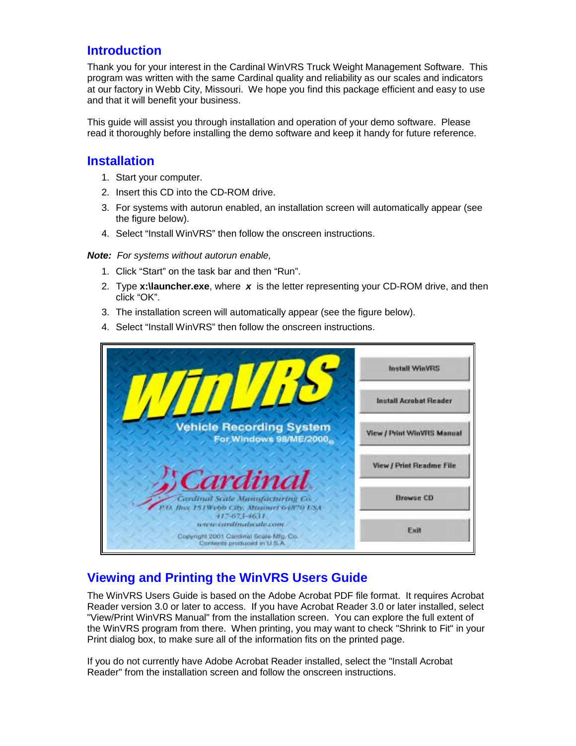## Introduction

Thank you for your interest in the Cardinal WinVRS Truck Weight Management Software. This program was written with the same Cardinal quality and reliability as our scales and indicators at our factory in Webb City, Missouri. We hope you find this package efficient and easy to use and that it will benefit your business.

This guide will assist you through installation and operation of your demo software. Please read it thoroughly before installing the demo software and keep it handy for future reference.

## Installation

1. Start your computer.
2. Insert this CD into the CD-ROM drive.
3. For systems with autorun enabled, an installation screen will automatically appear (see the figure below).
4. Select "Install WinVRS" then follow the onscreen instructions.

***Note:*** *For systems without autorun enable,*

1. Click "Start" on the task bar and then "Run".
2. Type **x:\launcher.exe**, where ***x*** is the letter representing your CD-ROM drive, and then click "OK".
3. The installation screen will automatically appear (see the figure below).
4. Select "Install WinVRS" then follow the onscreen instructions.

## Viewing and Printing the WinVRS Users Guide

The WinVRS Users Guide is based on the Adobe Acrobat PDF file format. It requires Acrobat Reader version 3.0 or later to access. If you have Acrobat Reader 3.0 or later installed, select "View/Print WinVRS Manual" from the installation screen. You can explore the full extent of the WinVRS program from there. When printing, you may want to check "Shrink to Fit" in your Print dialog box, to make sure all of the information fits on the printed page.

If you do not currently have Adobe Acrobat Reader installed, select the "Install Acrobat Reader" from the installation screen and follow the onscreen instructions.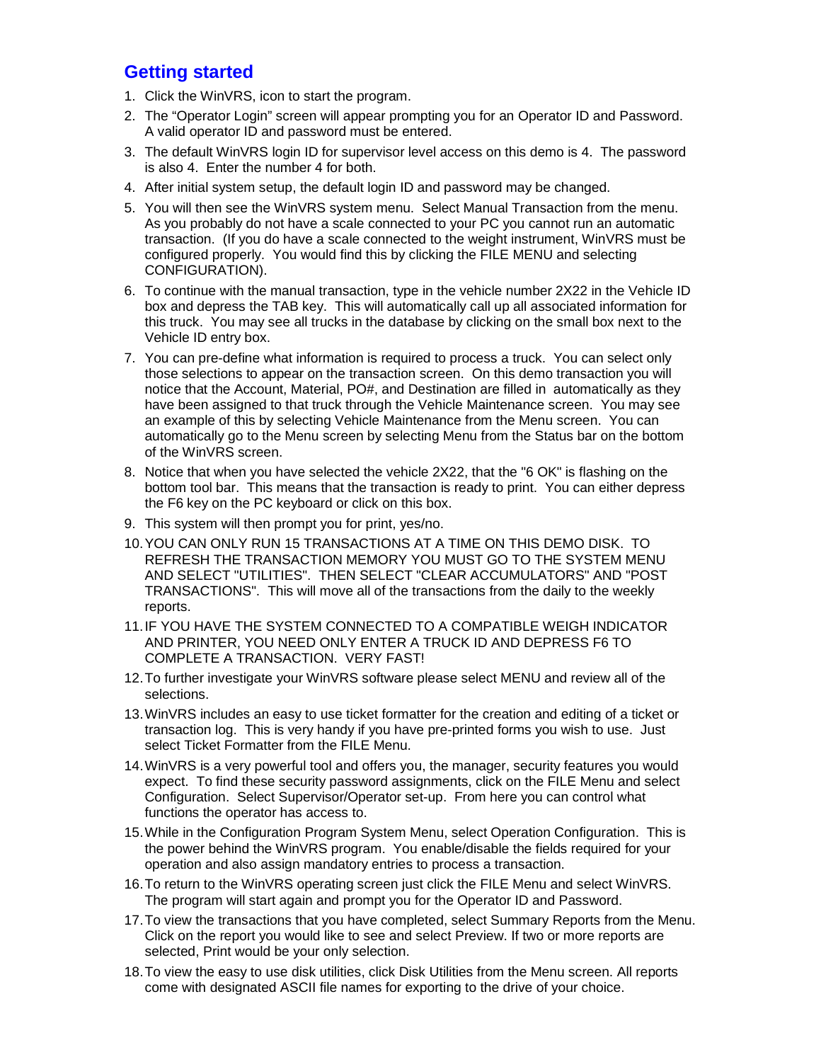## Getting started

1. Click the WinVRS, icon to start the program.
2. The "Operator Login" screen will appear prompting you for an Operator ID and Password. A valid operator ID and password must be entered.
3. The default WinVRS login ID for supervisor level access on this demo is 4. The password is also 4. Enter the number 4 for both.
4. After initial system setup, the default login ID and password may be changed.
5. You will then see the WinVRS system menu. Select Manual Transaction from the menu. As you probably do not have a scale connected to your PC you cannot run an automatic transaction. (If you do have a scale connected to the weight instrument, WinVRS must be configured properly. You would find this by clicking the FILE MENU and selecting CONFIGURATION).
6. To continue with the manual transaction, type in the vehicle number 2X22 in the Vehicle ID box and depress the TAB key. This will automatically call up all associated information for this truck. You may see all trucks in the database by clicking on the small box next to the Vehicle ID entry box.
7. You can pre-define what information is required to process a truck. You can select only those selections to appear on the transaction screen. On this demo transaction you will notice that the Account, Material, PO#, and Destination are filled in automatically as they have been assigned to that truck through the Vehicle Maintenance screen. You may see an example of this by selecting Vehicle Maintenance from the Menu screen. You can automatically go to the Menu screen by selecting Menu from the Status bar on the bottom of the WinVRS screen.
8. Notice that when you have selected the vehicle 2X22, that the "6 OK" is flashing on the bottom tool bar. This means that the transaction is ready to print. You can either depress the F6 key on the PC keyboard or click on this box.
9. This system will then prompt you for print, yes/no.
10. YOU CAN ONLY RUN 15 TRANSACTIONS AT A TIME ON THIS DEMO DISK. TO REFRESH THE TRANSACTION MEMORY YOU MUST GO TO THE SYSTEM MENU AND SELECT "UTILITIES". THEN SELECT "CLEAR ACCUMULATORS" AND "POST TRANSACTIONS". This will move all of the transactions from the daily to the weekly reports.
11. IF YOU HAVE THE SYSTEM CONNECTED TO A COMPATIBLE WEIGH INDICATOR AND PRINTER, YOU NEED ONLY ENTER A TRUCK ID AND DEPRESS F6 TO COMPLETE A TRANSACTION. VERY FAST!
12. To further investigate your WinVRS software please select MENU and review all of the selections.
13. WinVRS includes an easy to use ticket formatter for the creation and editing of a ticket or transaction log. This is very handy if you have pre-printed forms you wish to use. Just select Ticket Formatter from the FILE Menu.
14. WinVRS is a very powerful tool and offers you, the manager, security features you would expect. To find these security password assignments, click on the FILE Menu and select Configuration. Select Supervisor/Operator set-up. From here you can control what functions the operator has access to.
15. While in the Configuration Program System Menu, select Operation Configuration. This is the power behind the WinVRS program. You enable/disable the fields required for your operation and also assign mandatory entries to process a transaction.
16. To return to the WinVRS operating screen just click the FILE Menu and select WinVRS. The program will start again and prompt you for the Operator ID and Password.
17. To view the transactions that you have completed, select Summary Reports from the Menu. Click on the report you would like to see and select Preview. If two or more reports are selected, Print would be your only selection.
18. To view the easy to use disk utilities, click Disk Utilities from the Menu screen. All reports come with designated ASCII file names for exporting to the drive of your choice.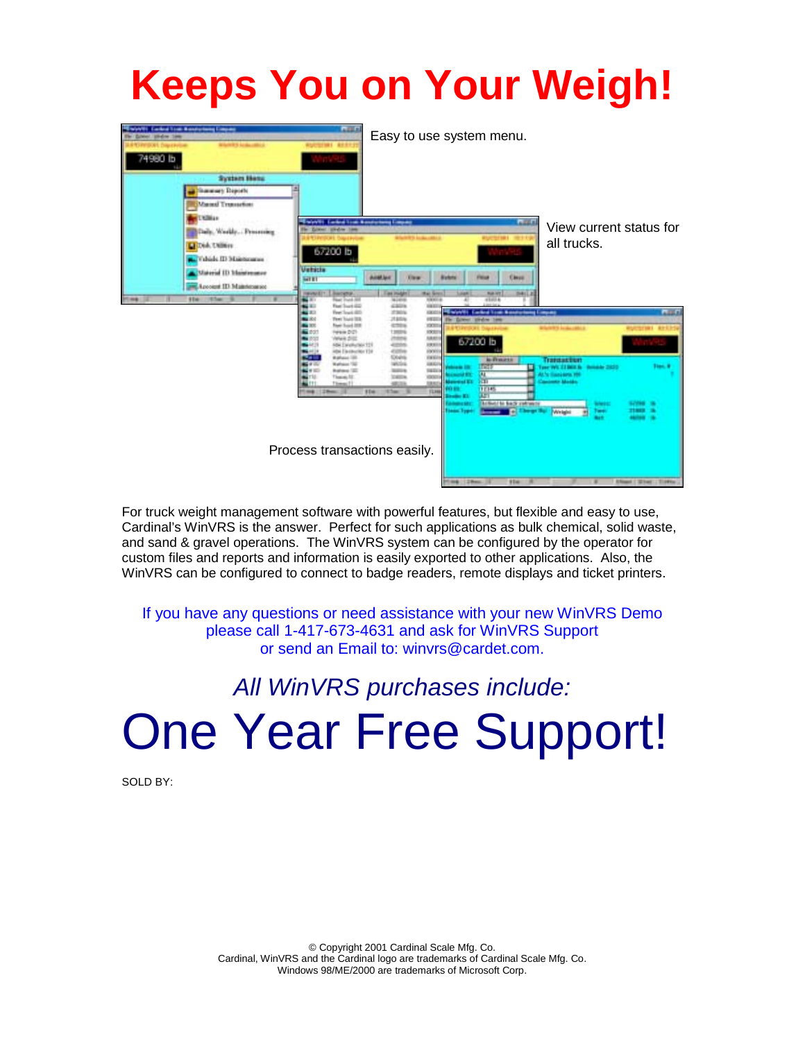# Keeps You on Your Weigh!

Easy to use system menu.

View current status for all trucks.

Process transactions easily.

For truck weight management software with powerful features, but flexible and easy to use, Cardinal's WinVRS is the answer. Perfect for such applications as bulk chemical, solid waste, and sand & gravel operations. The WinVRS system can be configured by the operator for custom files and reports and information is easily exported to other applications. Also, the WinVRS can be configured to connect to badge readers, remote displays and ticket printers.

If you have any questions or need assistance with your new WinVRS Demo please call 1-417-673-4631 and ask for WinVRS Support or send an Email to: winvrs@cardet.com.

*All WinVRS purchases include:*

# One Year Free Support!

SOLD BY:

© Copyright 2001 Cardinal Scale Mfg. Co.
Cardinal, WinVRS and the Cardinal logo are trademarks of Cardinal Scale Mfg. Co.
Windows 98/ME/2000 are trademarks of Microsoft Corp.